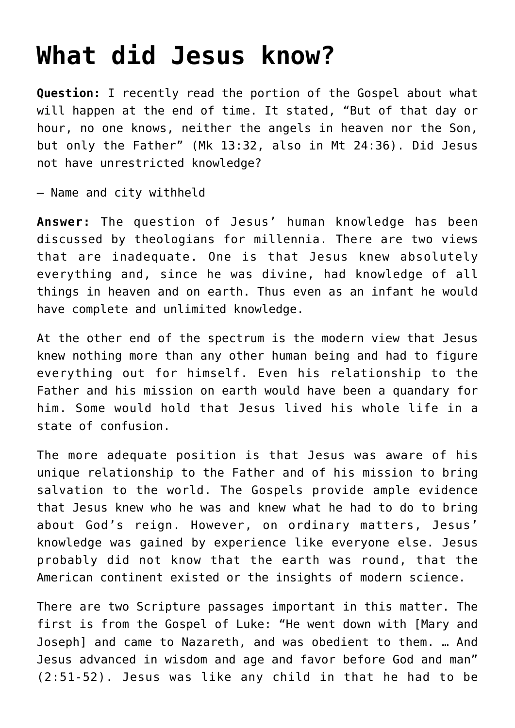# What did Jesus know?

**Question:** I recently read the portion of the Gospel about what will happen at the end of time. It stated, "But of that day or hour, no one knows, neither the angels in heaven nor the Son, but only the Father" (Mk 13:32, also in Mt 24:36). Did Jesus not have unrestricted knowledge?

— Name and city withheld

**Answer:** The question of Jesus' human knowledge has been discussed by theologians for millennia. There are two views that are inadequate. One is that Jesus knew absolutely everything and, since he was divine, had knowledge of all things in heaven and on earth. Thus even as an infant he would have complete and unlimited knowledge.

At the other end of the spectrum is the modern view that Jesus knew nothing more than any other human being and had to figure everything out for himself. Even his relationship to the Father and his mission on earth would have been a quandary for him. Some would hold that Jesus lived his whole life in a state of confusion.

The more adequate position is that Jesus was aware of his unique relationship to the Father and of his mission to bring salvation to the world. The Gospels provide ample evidence that Jesus knew who he was and knew what he had to do to bring about God's reign. However, on ordinary matters, Jesus' knowledge was gained by experience like everyone else. Jesus probably did not know that the earth was round, that the American continent existed or the insights of modern science.

There are two Scripture passages important in this matter. The first is from the Gospel of Luke: "He went down with [Mary and Joseph] and came to Nazareth, and was obedient to them. … And Jesus advanced in wisdom and age and favor before God and man" (2:51-52). Jesus was like any child in that he had to be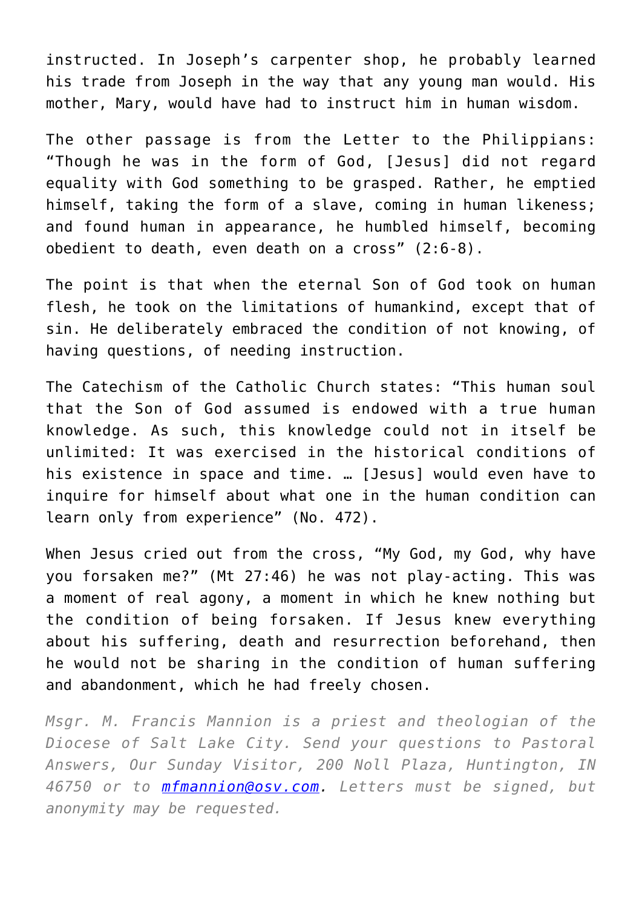instructed. In Joseph's carpenter shop, he probably learned his trade from Joseph in the way that any young man would. His mother, Mary, would have had to instruct him in human wisdom.

The other passage is from the Letter to the Philippians: "Though he was in the form of God, [Jesus] did not regard equality with God something to be grasped. Rather, he emptied himself, taking the form of a slave, coming in human likeness; and found human in appearance, he humbled himself, becoming obedient to death, even death on a cross" (2:6-8).

The point is that when the eternal Son of God took on human flesh, he took on the limitations of humankind, except that of sin. He deliberately embraced the condition of not knowing, of having questions, of needing instruction.

The Catechism of the Catholic Church states: "This human soul that the Son of God assumed is endowed with a true human knowledge. As such, this knowledge could not in itself be unlimited: It was exercised in the historical conditions of his existence in space and time. … [Jesus] would even have to inquire for himself about what one in the human condition can learn only from experience" (No. 472).

When Jesus cried out from the cross, "My God, my God, why have you forsaken me?" (Mt 27:46) he was not play-acting. This was a moment of real agony, a moment in which he knew nothing but the condition of being forsaken. If Jesus knew everything about his suffering, death and resurrection beforehand, then he would not be sharing in the condition of human suffering and abandonment, which he had freely chosen.

*Msgr. M. Francis Mannion is a priest and theologian of the Diocese of Salt Lake City. Send your questions to Pastoral Answers, Our Sunday Visitor, 200 Noll Plaza, Huntington, IN 46750 or to [mfmannion@osv.com](mailto:mfmannion@osv.com). Letters must be signed, but anonymity may be requested.*